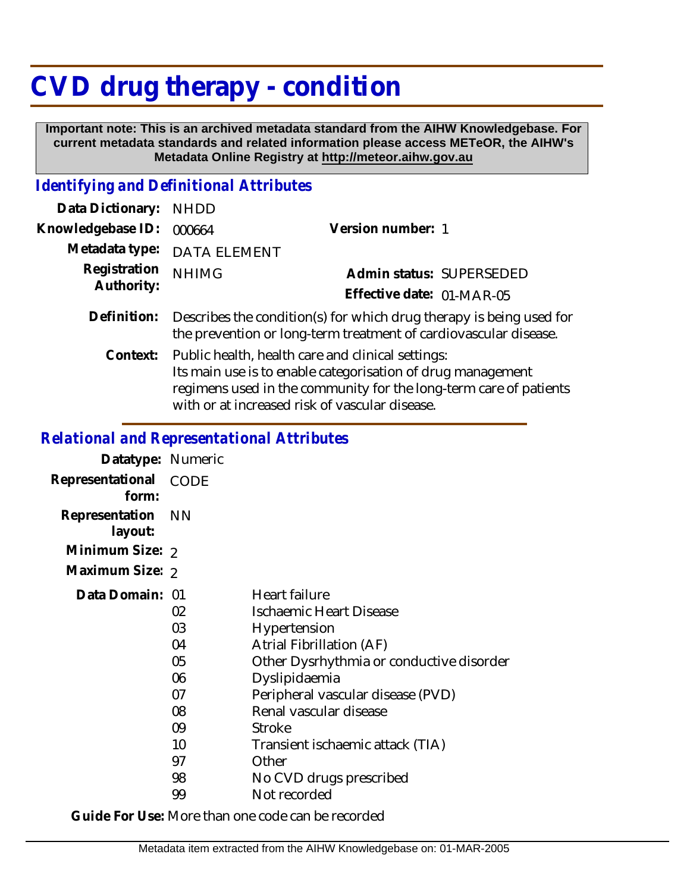# CVD drug therapy - condition

**Important note: This is an archived metadata standard from the AIHW Knowledgebase. For current metadata standards and related information please access METeOR, the AIHW's Metadata Online Registry at http://meteor.aihw.gov.au**

## *Identifying and Definitional Attributes*

**Data Dictionary:** NHDD

**Knowledgebase ID:** 000664

**Version number:** 1

**Metadata type:** DATA ELEMENT

**Registration Authority:** NHIMG

**Admin status:** SUPERSEDED

**Effective date:** 01-MAR-05

**Definition:** Describes the condition(s) for which drug therapy is being used for the prevention or long-term treatment of cardiovascular disease.

**Context:** Public health, health care and clinical settings:
Its main use is to enable categorisation of drug management regimens used in the community for the long-term care of patients with or at increased risk of vascular disease.

## *Relational and Representational Attributes*

**Datatype:** Numeric

**Representational form:** CODE

**Representation layout:** NN

**Minimum Size:** 2

**Maximum Size:** 2

**Data Domain:**

| Code | Description |
|---|---|
| 01 | Heart failure |
| 02 | Ischaemic Heart Disease |
| 03 | Hypertension |
| 04 | Atrial Fibrillation (AF) |
| 05 | Other Dysrhythmia or conductive disorder |
| 06 | Dyslipidaemia |
| 07 | Peripheral vascular disease (PVD) |
| 08 | Renal vascular disease |
| 09 | Stroke |
| 10 | Transient ischaemic attack (TIA) |
| 97 | Other |
| 98 | No CVD drugs prescribed |
| 99 | Not recorded |

**Guide For Use:** More than one code can be recorded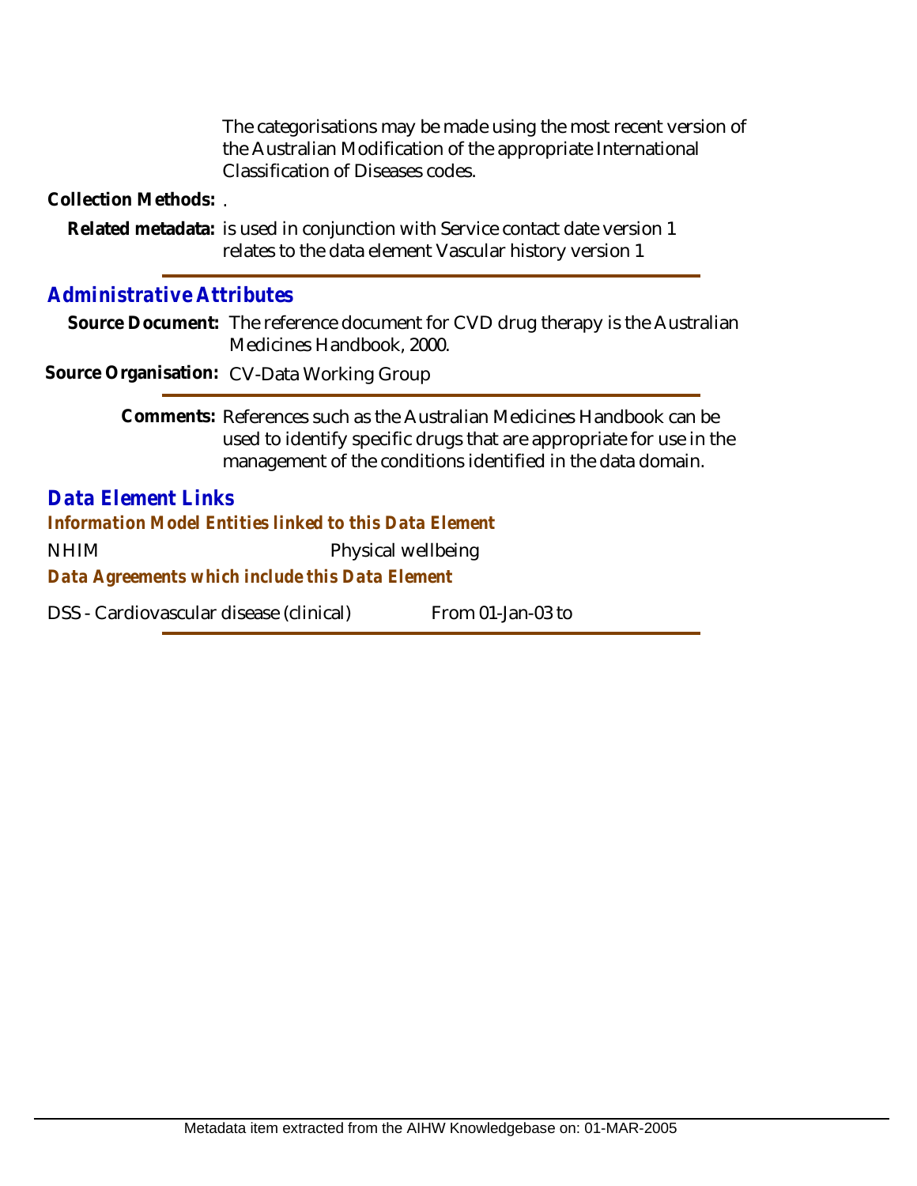The categorisations may be made using the most recent version of the Australian Modification of the appropriate International Classification of Diseases codes.

**Collection Methods:** .

**Related metadata:** is used in conjunction with Service contact date version 1
relates to the data element Vascular history version 1

## Administrative Attributes

**Source Document:** The reference document for CVD drug therapy is the Australian Medicines Handbook, 2000.

**Source Organisation:** CV-Data Working Group

**Comments:** References such as the Australian Medicines Handbook can be used to identify specific drugs that are appropriate for use in the management of the conditions identified in the data domain.

## Data Element Links

### Information Model Entities linked to this Data Element

| | |
|---|---|
| NHIM | Physical wellbeing |

### Data Agreements which include this Data Element

| | |
|---|---|
| DSS - Cardiovascular disease (clinical) | From 01-Jan-03 to |

Metadata item extracted from the AIHW Knowledgebase on: 01-MAR-2005